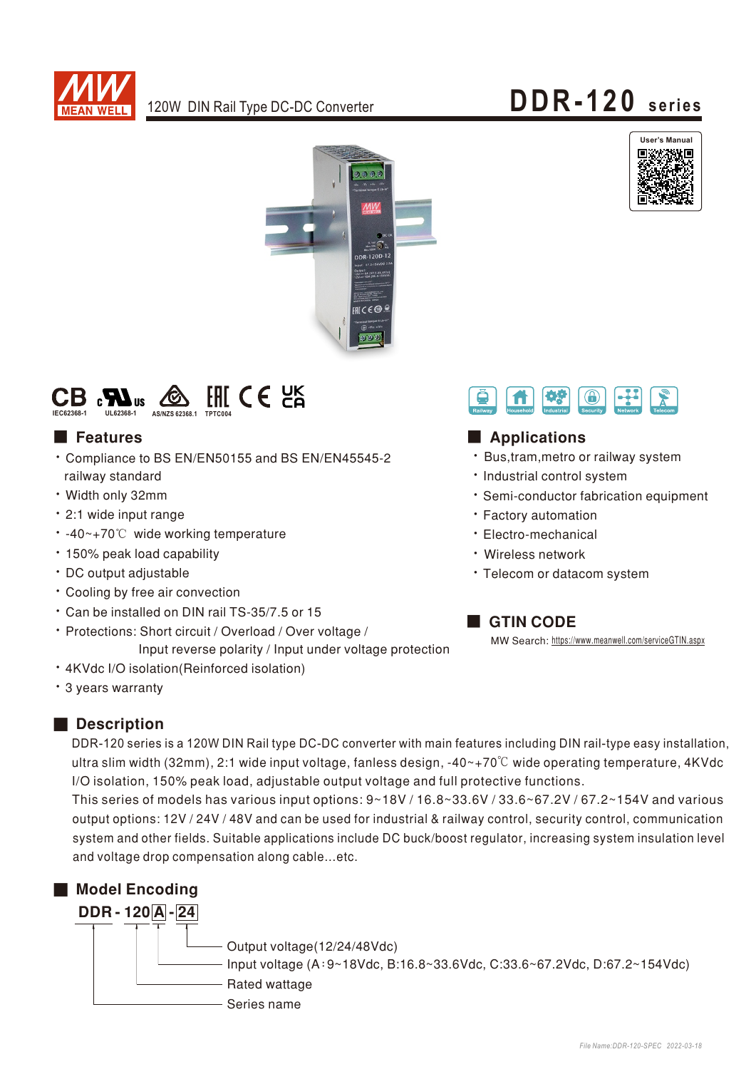# DDR-120 series

120W DIN Rail Type DC-DC Converter

User's Manual

CB IEC62368-1 | UL62368-1 | AS/NZS 62368.1 | TPTC004

Railway | Household | Industrial | Security | Network | Telecom

## Features

- Compliance to BS EN/EN50155 and BS EN/EN45545-2 railway standard
- Width only 32mm
- 2:1 wide input range
- -40~+70℃ wide working temperature
- 150% peak load capability
- DC output adjustable
- Cooling by free air convection
- Can be installed on DIN rail TS-35/7.5 or 15
- Protections: Short circuit / Overload / Over voltage / Input reverse polarity / Input under voltage protection
- 4KVdc I/O isolation(Reinforced isolation)
- 3 years warranty

## Applications

- Bus,tram,metro or railway system
- Industrial control system
- Semi-conductor fabrication equipment
- Factory automation
- Electro-mechanical
- Wireless network
- Telecom or datacom system

## GTIN CODE

MW Search: https://www.meanwell.com/serviceGTIN.aspx

## Description

DDR-120 series is a 120W DIN Rail type DC-DC converter with main features including DIN rail-type easy installation, ultra slim width (32mm), 2:1 wide input voltage, fanless design, -40~+70℃ wide operating temperature, 4KVdc I/O isolation, 150% peak load, adjustable output voltage and full protective functions.

This series of models has various input options: 9~18V / 16.8~33.6V / 33.6~67.2V / 67.2~154V and various output options: 12V / 24V / 48V and can be used for industrial & railway control, security control, communication system and other fields. Suitable applications include DC buck/boost regulator, increasing system insulation level and voltage drop compensation along cable...etc.

## Model Encoding

**DDR - 120 A - 24**

- 24: Output voltage(12/24/48Vdc)
- A: Input voltage (A:9~18Vdc, B:16.8~33.6Vdc, C:33.6~67.2Vdc, D:67.2~154Vdc)
- 120: Rated wattage
- DDR: Series name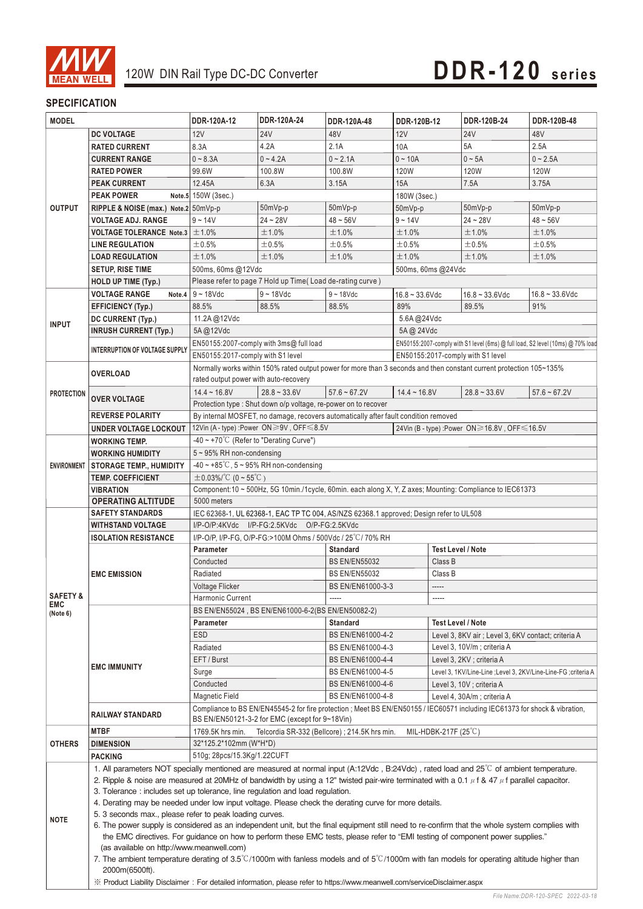# 120W DIN Rail Type DC-DC Converter

# DDR-120 series

## SPECIFICATION

| MODEL | | DDR-120A-12 | DDR-120A-24 | DDR-120A-48 | DDR-120B-12 | DDR-120B-24 | DDR-120B-48 |
|---|---|---|---|---|---|---|---|
| OUTPUT | DC VOLTAGE | 12V | 24V | 48V | 12V | 24V | 48V |
| | RATED CURRENT | 8.3A | 4.2A | 2.1A | 10A | 5A | 2.5A |
| | CURRENT RANGE | 0 ~ 8.3A | 0 ~ 4.2A | 0 ~ 2.1A | 0 ~ 10A | 0 ~ 5A | 0 ~ 2.5A |
| | RATED POWER | 99.6W | 100.8W | 100.8W | 120W | 120W | 120W |
| | PEAK CURRENT | 12.45A | 6.3A | 3.15A | 15A | 7.5A | 3.75A |
| | PEAK POWER Note.5 | 150W (3sec.) | | | 180W (3sec.) | | |
| | RIPPLE & NOISE (max.) Note.2 | 50mVp-p | 50mVp-p | 50mVp-p | 50mVp-p | 50mVp-p | 50mVp-p |
| | VOLTAGE ADJ. RANGE | 9 ~ 14V | 24 ~ 28V | 48 ~ 56V | 9 ~ 14V | 24 ~ 28V | 48 ~ 56V |
| | VOLTAGE TOLERANCE Note.3 | ±1.0% | ±1.0% | ±1.0% | ±1.0% | ±1.0% | ±1.0% |
| | LINE REGULATION | ±0.5% | ±0.5% | ±0.5% | ±0.5% | ±0.5% | ±0.5% |
| | LOAD REGULATION | ±1.0% | ±1.0% | ±1.0% | ±1.0% | ±1.0% | ±1.0% |
| | SETUP, RISE TIME | 500ms, 60ms @12Vdc | | | 500ms, 60ms @24Vdc | | |
| | HOLD UP TIME (Typ.) | Please refer to page 7 Hold up Time( Load de-rating curve ) | | | | | |
| INPUT | VOLTAGE RANGE Note.4 | 9 ~ 18Vdc | 9 ~ 18Vdc | 9 ~ 18Vdc | 16.8 ~ 33.6Vdc | 16.8 ~ 33.6Vdc | 16.8 ~ 33.6Vdc |
| | EFFICIENCY (Typ.) | 88.5% | 88.5% | 88.5% | 89% | 89.5% | 91% |
| | DC CURRENT (Typ.) | 11.2A @12Vdc | | | 5.6A @24Vdc | | |
| | INRUSH CURRENT (Typ.) | 5A @12Vdc | | | 5A @ 24Vdc | | |
| | INTERRUPTION OF VOLTAGE SUPPLY | EN50155:2007-comply with 3ms@ full load | | | EN50155:2007-comply with S1 level (6ms) @ full load, S2 level (10ms) @ 70% load | | |
| | | EN50155:2017-comply with S1 level | | | EN50155:2017-comply with S1 level | | |
| PROTECTION | OVERLOAD | Normally works within 150% rated output power for more than 3 seconds and then constant current protection 105~135% rated output power with auto-recovery | | | | | |
| | OVER VOLTAGE | 14.4 ~ 16.8V | 28.8 ~ 33.6V | 57.6 ~ 67.2V | 14.4 ~ 16.8V | 28.8 ~ 33.6V | 57.6 ~ 67.2V |
| | | Protection type : Shut down o/p voltage, re-power on to recover | | | | | |
| | REVERSE POLARITY | By internal MOSFET, no damage, recovers automatically after fault condition removed | | | | | |
| | UNDER VOLTAGE LOCKOUT | 12Vin (A - type) :Power ON≥9V , OFF≤8.5V | | | 24Vin (B - type) :Power ON≥16.8V , OFF≤16.5V | | |
| ENVIRONMENT | WORKING TEMP. | -40 ~ +70℃ (Refer to "Derating Curve") | | | | | |
| | WORKING HUMIDITY | 5 ~ 95% RH non-condensing | | | | | |
| | STORAGE TEMP., HUMIDITY | -40 ~ +85℃, 5 ~ 95% RH non-condensing | | | | | |
| | TEMP. COEFFICIENT | ±0.03%/℃ (0 ~ 55℃ ) | | | | | |
| | VIBRATION | Component:10 ~ 500Hz, 5G 10min./1cycle, 60min. each along X, Y, Z axes; Mounting: Compliance to IEC61373 | | | | | |
| | OPERATING ALTITUDE | 5000 meters | | | | | |
| SAFETY & EMC (Note 6) | SAFETY STANDARDS | IEC 62368-1, UL 62368-1, EAC TP TC 004, AS/NZS 62368.1 approved; Design refer to UL508 | | | | | |
| | WITHSTAND VOLTAGE | I/P-O/P:4KVdc I/P-FG:2.5KVdc O/P-FG:2.5KVdc | | | | | |
| | ISOLATION RESISTANCE | I/P-O/P, I/P-FG, O/P-FG:>100M Ohms / 500Vdc / 25℃/ 70% RH | | | | | |
| | EMC EMISSION | **Parameter** | | **Standard** | **Test Level / Note** | | |
| | | Conducted | | BS EN/EN55032 | Class B | | |
| | | Radiated | | BS EN/EN55032 | Class B | | |
| | | Voltage Flicker | | BS EN/EN61000-3-3 | ----- | | |
| | | Harmonic Current | | ----- | ----- | | |
| | EMC IMMUNITY | BS EN/EN55024 , BS EN/EN61000-6-2(BS EN/EN50082-2) | | | | | |
| | | **Parameter** | | **Standard** | **Test Level / Note** | | |
| | | ESD | | BS EN/EN61000-4-2 | Level 3, 8KV air ; Level 3, 6KV contact; criteria A | | |
| | | Radiated | | BS EN/EN61000-4-3 | Level 3, 10V/m ; criteria A | | |
| | | EFT / Burst | | BS EN/EN61000-4-4 | Level 3, 2KV ; criteria A | | |
| | | Surge | | BS EN/EN61000-4-5 | Level 3, 1KV/Line-Line ;Level 3, 2KV/Line-Line-FG ;criteria A | | |
| | | Conducted | | BS EN/EN61000-4-6 | Level 3, 10V ; criteria A | | |
| | | Magnetic Field | | BS EN/EN61000-4-8 | Level 4, 30A/m ; criteria A | | |
| | RAILWAY STANDARD | Compliance to BS EN/EN45545-2 for fire protection ; Meet BS EN/EN50155 / IEC60571 including IEC61373 for shock & vibration, BS EN/EN50121-3-2 for EMC (except for 9~18Vin) | | | | | |
| OTHERS | MTBF | 1769.5K hrs min. Telcordia SR-332 (Bellcore) ; 214.5K hrs min. MIL-HDBK-217F (25℃) | | | | | |
| | DIMENSION | 32*125.2*102mm (W*H*D) | | | | | |
| | PACKING | 510g; 28pcs/15.3Kg/1.22CUFT | | | | | |

**NOTE**

1. All parameters NOT specially mentioned are measured at normal input (A:12Vdc , B:24Vdc) , rated load and 25℃ of ambient temperature.
2. Ripple & noise are measured at 20MHz of bandwidth by using a 12" twisted pair-wire terminated with a 0.1 μf & 47 μf parallel capacitor.
3. Tolerance : includes set up tolerance, line regulation and load regulation.
4. Derating may be needed under low input voltage. Please check the derating curve for more details.
5. 3 seconds max., please refer to peak loading curves.
6. The power supply is considered as an independent unit, but the final equipment still need to re-confirm that the whole system complies with the EMC directives. For guidance on how to perform these EMC tests, please refer to "EMI testing of component power supplies." (as available on http://www.meanwell.com)
7. The ambient temperature derating of 3.5℃/1000m with fanless models and of 5℃/1000m with fan models for operating altitude higher than 2000m(6500ft).

※ Product Liability Disclaimer : For detailed information, please refer to https://www.meanwell.com/serviceDisclaimer.aspx

File Name:DDR-120-SPEC 2022-03-18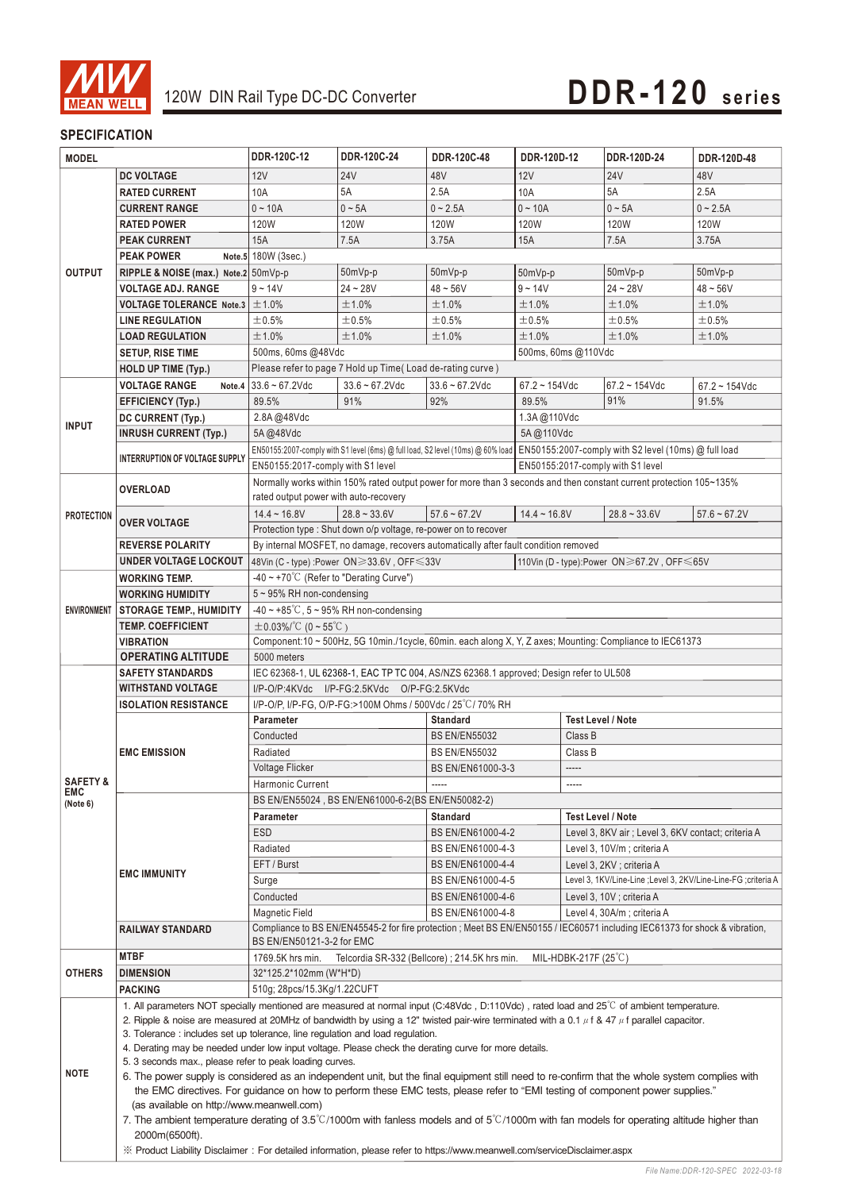# 120W DIN Rail Type DC-DC Converter **DDR-120 series**

## SPECIFICATION

| MODEL | | DDR-120C-12 | DDR-120C-24 | DDR-120C-48 | DDR-120D-12 | DDR-120D-24 | DDR-120D-48 |
|---|---|---|---|---|---|---|---|
| OUTPUT | DC VOLTAGE | 12V | 24V | 48V | 12V | 24V | 48V |
| | RATED CURRENT | 10A | 5A | 2.5A | 10A | 5A | 2.5A |
| | CURRENT RANGE | 0 ~ 10A | 0 ~ 5A | 0 ~ 2.5A | 0 ~ 10A | 0 ~ 5A | 0 ~ 2.5A |
| | RATED POWER | 120W | 120W | 120W | 120W | 120W | 120W |
| | PEAK CURRENT | 15A | 7.5A | 3.75A | 15A | 7.5A | 3.75A |
| | PEAK POWER Note.5 | 180W (3sec.) | | | | | |
| | RIPPLE & NOISE (max.) Note.2 | 50mVp-p | 50mVp-p | 50mVp-p | 50mVp-p | 50mVp-p | 50mVp-p |
| | VOLTAGE ADJ. RANGE | 9 ~ 14V | 24 ~ 28V | 48 ~ 56V | 9 ~ 14V | 24 ~ 28V | 48 ~ 56V |
| | VOLTAGE TOLERANCE Note.3 | ±1.0% | ±1.0% | ±1.0% | ±1.0% | ±1.0% | ±1.0% |
| | LINE REGULATION | ±0.5% | ±0.5% | ±0.5% | ±0.5% | ±0.5% | ±0.5% |
| | LOAD REGULATION | ±1.0% | ±1.0% | ±1.0% | ±1.0% | ±1.0% | ±1.0% |
| | SETUP, RISE TIME | 500ms, 60ms @48Vdc | | | 500ms, 60ms @110Vdc | | |
| | HOLD UP TIME (Typ.) | Please refer to page 7 Hold up Time( Load de-rating curve ) | | | | | |
| INPUT | VOLTAGE RANGE Note.4 | 33.6 ~ 67.2Vdc | 33.6 ~ 67.2Vdc | 33.6 ~ 67.2Vdc | 67.2 ~ 154Vdc | 67.2 ~ 154Vdc | 67.2 ~ 154Vdc |
| | EFFICIENCY (Typ.) | 89.5% | 91% | 92% | 89.5% | 91% | 91.5% |
| | DC CURRENT (Typ.) | 2.8A @48Vdc | | | 1.3A @110Vdc | | |
| | INRUSH CURRENT (Typ.) | 5A @48Vdc | | | 5A @110Vdc | | |
| | INTERRUPTION OF VOLTAGE SUPPLY | EN50155:2007-comply with S1 level (6ms) @ full load, S2 level (10ms) @ 60% load | | | EN50155:2007-comply with S2 level (10ms) @ full load | | |
| | | EN50155:2017-comply with S1 level | | | EN50155:2017-comply with S1 level | | |
| PROTECTION | OVERLOAD | Normally works within 150% rated output power for more than 3 seconds and then constant current protection 105~135% rated output power with auto-recovery | | | | | |
| | OVER VOLTAGE | 14.4 ~ 16.8V | 28.8 ~ 33.6V | 57.6 ~ 67.2V | 14.4 ~ 16.8V | 28.8 ~ 33.6V | 57.6 ~ 67.2V |
| | | Protection type : Shut down o/p voltage, re-power on to recover | | | | | |
| | REVERSE POLARITY | By internal MOSFET, no damage, recovers automatically after fault condition removed | | | | | |
| | UNDER VOLTAGE LOCKOUT | 48Vin (C - type) :Power ON≥33.6V , OFF≤33V | | | 110Vin (D - type):Power ON≥67.2V , OFF≤65V | | |
| ENVIRONMENT | WORKING TEMP. | -40 ~ +70℃ (Refer to "Derating Curve") | | | | | |
| | WORKING HUMIDITY | 5 ~ 95% RH non-condensing | | | | | |
| | STORAGE TEMP., HUMIDITY | -40 ~ +85℃, 5 ~ 95% RH non-condensing | | | | | |
| | TEMP. COEFFICIENT | ±0.03%/℃ (0 ~ 55℃) | | | | | |
| | VIBRATION | Component:10 ~ 500Hz, 5G 10min./1cycle, 60min. each along X, Y, Z axes; Mounting: Compliance to IEC61373 | | | | | |
| | OPERATING ALTITUDE | 5000 meters | | | | | |
| SAFETY & EMC (Note 6) | SAFETY STANDARDS | IEC 62368-1, UL 62368-1, EAC TP TC 004, AS/NZS 62368.1 approved; Design refer to UL508 | | | | | |
| | WITHSTAND VOLTAGE | I/P-O/P:4KVdc I/P-FG:2.5KVdc O/P-FG:2.5KVdc | | | | | |
| | ISOLATION RESISTANCE | I/P-O/P, I/P-FG, O/P-FG:>100M Ohms / 500Vdc / 25℃/ 70% RH | | | | | |
| | EMC EMISSION | **Parameter** | | **Standard** | | **Test Level / Note** | |
| | | Conducted | | BS EN/EN55032 | | Class B | |
| | | Radiated | | BS EN/EN55032 | | Class B | |
| | | Voltage Flicker | | BS EN/EN61000-3-3 | | ----- | |
| | | Harmonic Current | | ----- | | ----- | |
| | EMC IMMUNITY | BS EN/EN55024 , BS EN/EN61000-6-2(BS EN/EN50082-2) | | | | | |
| | | **Parameter** | | **Standard** | | **Test Level / Note** | |
| | | ESD | | BS EN/EN61000-4-2 | | Level 3, 8KV air ; Level 3, 6KV contact; criteria A | |
| | | Radiated | | BS EN/EN61000-4-3 | | Level 3, 10V/m ; criteria A | |
| | | EFT / Burst | | BS EN/EN61000-4-4 | | Level 3, 2KV ; criteria A | |
| | | Surge | | BS EN/EN61000-4-5 | | Level 3, 1KV/Line-Line ;Level 3, 2KV/Line-Line-FG ;criteria A | |
| | | Conducted | | BS EN/EN61000-4-6 | | Level 3, 10V ; criteria A | |
| | | Magnetic Field | | BS EN/EN61000-4-8 | | Level 4, 30A/m ; criteria A | |
| | RAILWAY STANDARD | Compliance to BS EN/EN45545-2 for fire protection ; Meet BS EN/EN50155 / IEC60571 including IEC61373 for shock & vibration, BS EN/EN50121-3-2 for EMC | | | | | |
| OTHERS | MTBF | 1769.5K hrs min. Telcordia SR-332 (Bellcore) ; 214.5K hrs min. MIL-HDBK-217F (25℃) | | | | | |
| | DIMENSION | 32*125.2*102mm (W*H*D) | | | | | |
| | PACKING | 510g; 28pcs/15.3Kg/1.22CUFT | | | | | |

**NOTE**

1. All parameters NOT specially mentioned are measured at normal input (C:48Vdc , D:110Vdc) , rated load and 25℃ of ambient temperature.
2. Ripple & noise are measured at 20MHz of bandwidth by using a 12" twisted pair-wire terminated with a 0.1 $\mu$f & 47 $\mu$f parallel capacitor.
3. Tolerance : includes set up tolerance, line regulation and load regulation.
4. Derating may be needed under low input voltage. Please check the derating curve for more details.
5. 3 seconds max., please refer to peak loading curves.
6. The power supply is considered as an independent unit, but the final equipment still need to re-confirm that the whole system complies with the EMC directives. For guidance on how to perform these EMC tests, please refer to "EMI testing of component power supplies." (as available on http://www.meanwell.com)
7. The ambient temperature derating of 3.5℃/1000m with fanless models and of 5℃/1000m with fan models for operating altitude higher than 2000m(6500ft).

※ Product Liability Disclaimer : For detailed information, please refer to https://www.meanwell.com/serviceDisclaimer.aspx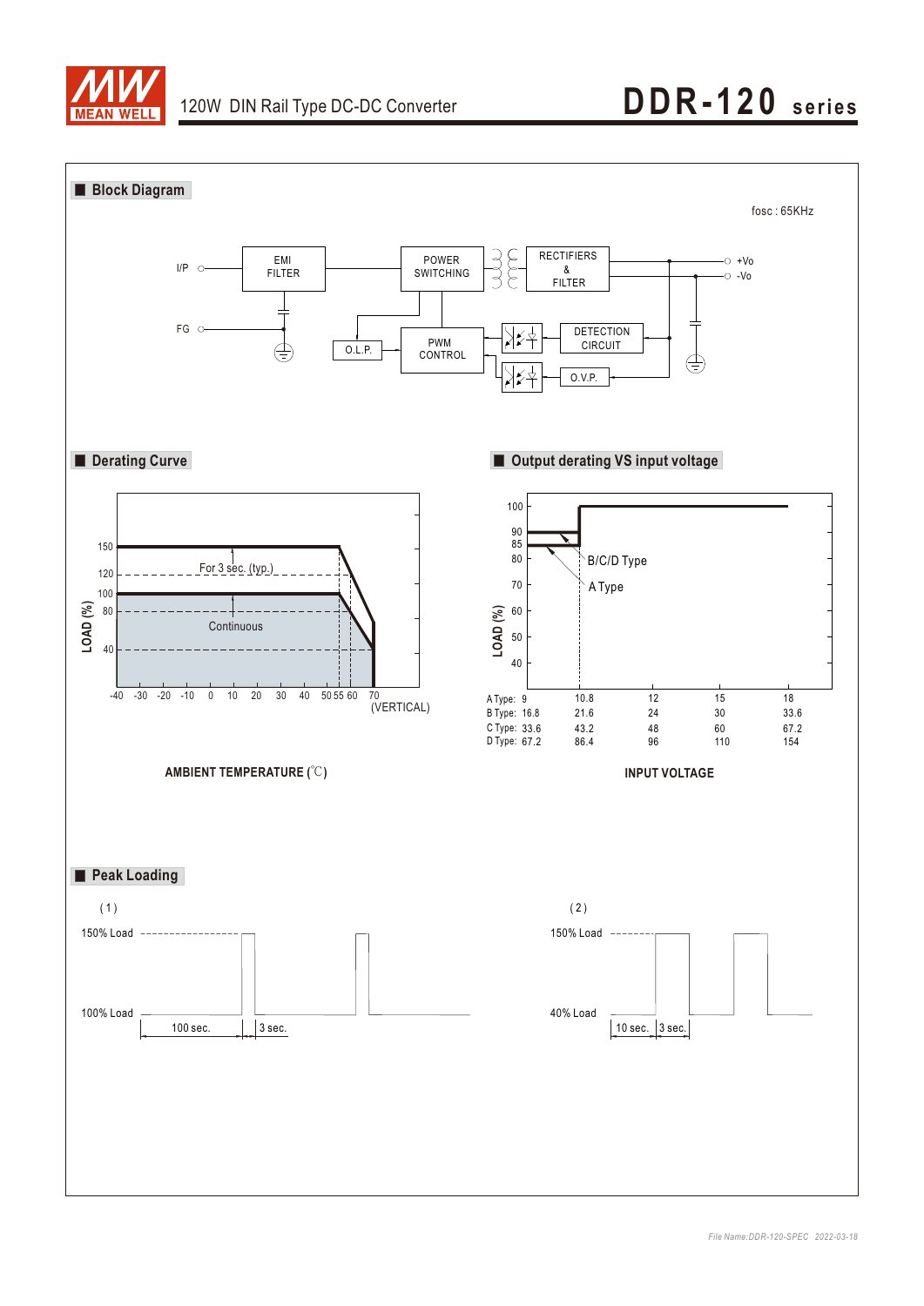## Block Diagram

fosc : 65KHz

I/P
FG
EMI FILTER
POWER SWITCHING
RECTIFIERS & FILTER
+Vo
-Vo
O.L.P.
PWM CONTROL
DETECTION CIRCUIT
O.V.P.

## Derating Curve

LOAD (%)
150
120
100
80
40
For 3 sec. (typ.)
Continuous
-40 -30 -20 -10 0 10 20 30 40 50 55 60 70
(VERTICAL)

**AMBIENT TEMPERATURE** (℃)

## Output derating VS input voltage

LOAD (%)
100
90
85
80
70
60
50
40
B/C/D Type
A Type

A Type: 9 10.8 12 15 18
B Type: 16.8 21.6 24 30 33.6
C Type: 33.6 43.2 48 60 67.2
D Type: 67.2 86.4 96 110 154

**INPUT VOLTAGE**

## Peak Loading

(1)
150% Load
100% Load
100 sec.
3 sec.

(2)
150% Load
40% Load
10 sec.
3 sec.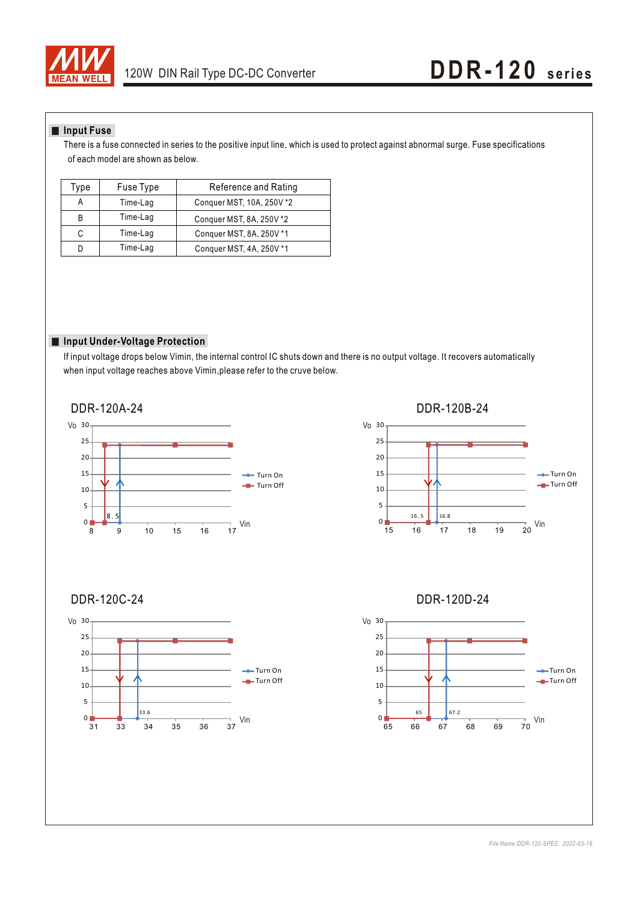## Input Fuse

There is a fuse connected in series to the positive input line, which is used to protect against abnormal surge. Fuse specifications of each model are shown as below.

| Type | Fuse Type | Reference and Rating |
|---|---|---|
| A | Time-Lag | Conquer MST, 10A, 250V *2 |
| B | Time-Lag | Conquer MST, 8A, 250V *2 |
| C | Time-Lag | Conquer MST, 8A, 250V *1 |
| D | Time-Lag | Conquer MST, 4A, 250V *1 |

## Input Under-Voltage Protection

If input voltage drops below Vimin, the internal control IC shuts down and there is no output voltage. It recovers automatically when input voltage reaches above Vimin,please refer to the cruve below.

DDR-120A-24

Vo 30 25 20 15 10 5 0

8 9 10 15 16 17 Vin

8.5

Turn On
Turn Off

DDR-120B-24

Vo 30 25 20 15 10 5 0

15 16 17 18 19 20 Vin

16.5 16.8

Turn On
Turn Off

DDR-120C-24

Vo 30 25 20 15 10 5 0

31 33 34 35 36 37 Vin

33.6

Turn On
Turn Off

DDR-120D-24

Vo 30 25 20 15 10 5 0

65 66 67 68 69 70 Vin

65 67.2

Turn On
Turn Off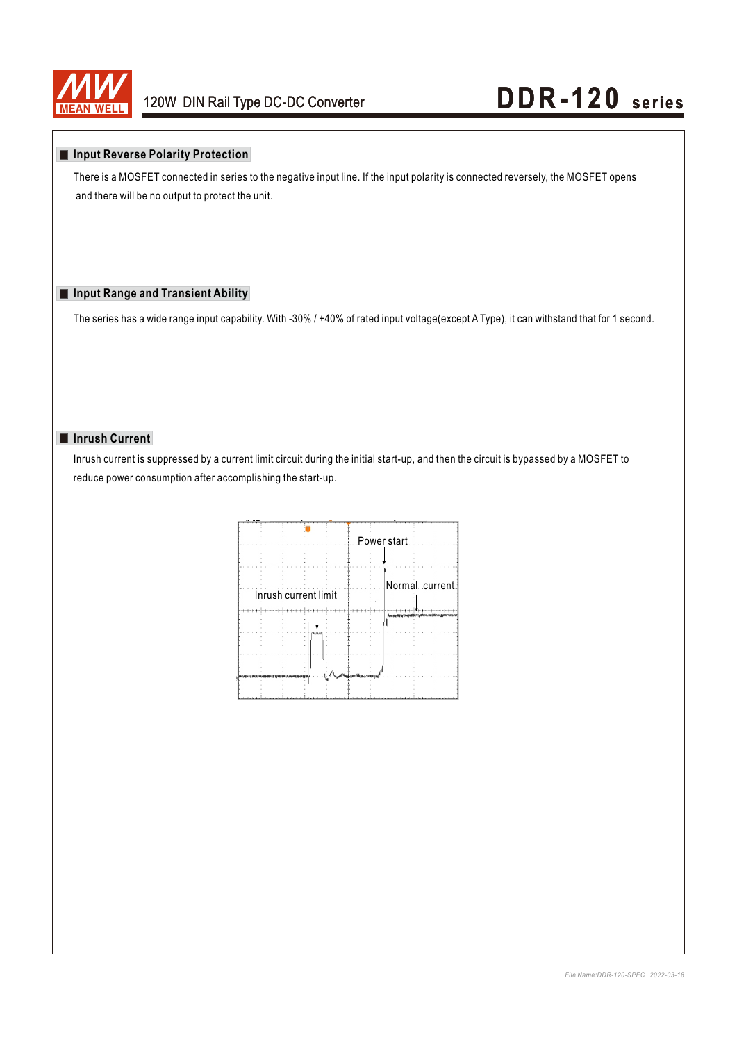## Input Reverse Polarity Protection

There is a MOSFET connected in series to the negative input line. If the input polarity is connected reversely, the MOSFET opens and there will be no output to protect the unit.

## Input Range and Transient Ability

The series has a wide range input capability. With -30% / +40% of rated input voltage(except A Type), it can withstand that for 1 second.

## Inrush Current

Inrush current is suppressed by a current limit circuit during the initial start-up, and then the circuit is bypassed by a MOSFET to reduce power consumption after accomplishing the start-up.

Power start

Normal current

Inrush current limit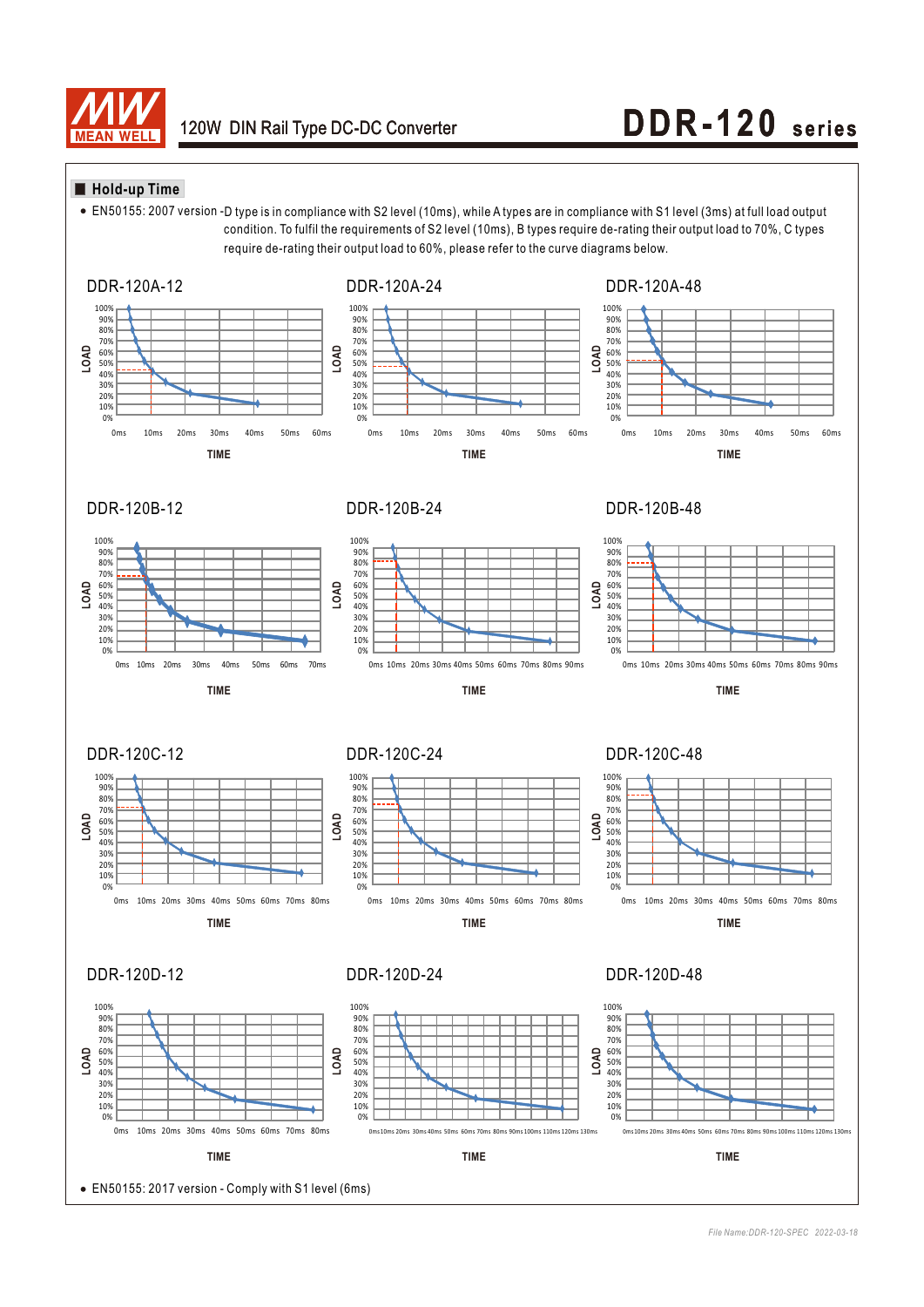## Hold-up Time

- EN50155: 2007 version -D type is in compliance with S2 level (10ms), while A types are in compliance with S1 level (3ms) at full load output condition. To fulfil the requirements of S2 level (10ms), B types require de-rating their output load to 70%, C types require de-rating their output load to 60%, please refer to the curve diagrams below.

DDR-120A-12

LOAD
100%
90%
80%
70%
60%
50%
40%
30%
20%
10%
0%
0ms 10ms 20ms 30ms 40ms 50ms 60ms
TIME

DDR-120A-24

LOAD
100%
90%
80%
70%
60%
50%
40%
30%
20%
10%
0%
0ms 10ms 20ms 30ms 40ms 50ms 60ms
TIME

DDR-120A-48

LOAD
100%
90%
80%
70%
60%
50%
40%
30%
20%
10%
0%
0ms 10ms 20ms 30ms 40ms 50ms 60ms
TIME

DDR-120B-12

LOAD
100%
90%
80%
70%
60%
50%
40%
30%
20%
10%
0%
0ms 10ms 20ms 30ms 40ms 50ms 60ms 70ms
TIME

DDR-120B-24

LOAD
100%
90%
80%
70%
60%
50%
40%
30%
20%
10%
0%
0ms 10ms 20ms 30ms 40ms 50ms 60ms 70ms 80ms 90ms
TIME

DDR-120B-48

LOAD
100%
90%
80%
70%
60%
50%
40%
30%
20%
10%
0%
0ms 10ms 20ms 30ms 40ms 50ms 60ms 70ms 80ms 90ms
TIME

DDR-120C-12

LOAD
100%
90%
80%
70%
60%
50%
40%
30%
20%
10%
0%
0ms 10ms 20ms 30ms 40ms 50ms 60ms 70ms 80ms
TIME

DDR-120C-24

LOAD
100%
90%
80%
70%
60%
50%
40%
30%
20%
10%
0%
0ms 10ms 20ms 30ms 40ms 50ms 60ms 70ms 80ms
TIME

DDR-120C-48

LOAD
100%
90%
80%
70%
60%
50%
40%
30%
20%
10%
0%
0ms 10ms 20ms 30ms 40ms 50ms 60ms 70ms 80ms
TIME

DDR-120D-12

LOAD
100%
90%
80%
70%
60%
50%
40%
30%
20%
10%
0%
0ms 10ms 20ms 30ms 40ms 50ms 60ms 70ms 80ms
TIME

DDR-120D-24

LOAD
100%
90%
80%
70%
60%
50%
40%
30%
20%
10%
0%
0ms 10ms 20ms 30ms 40ms 50ms 60ms 70ms 80ms 90ms 100ms 110ms 120ms 130ms
TIME

DDR-120D-48

LOAD
100%
90%
80%
70%
60%
50%
40%
30%
20%
10%
0%
0ms 10ms 20ms 30ms 40ms 50ms 60ms 70ms 80ms 90ms 100ms 110ms 120ms 130ms
TIME

- EN50155: 2017 version - Comply with S1 level (6ms)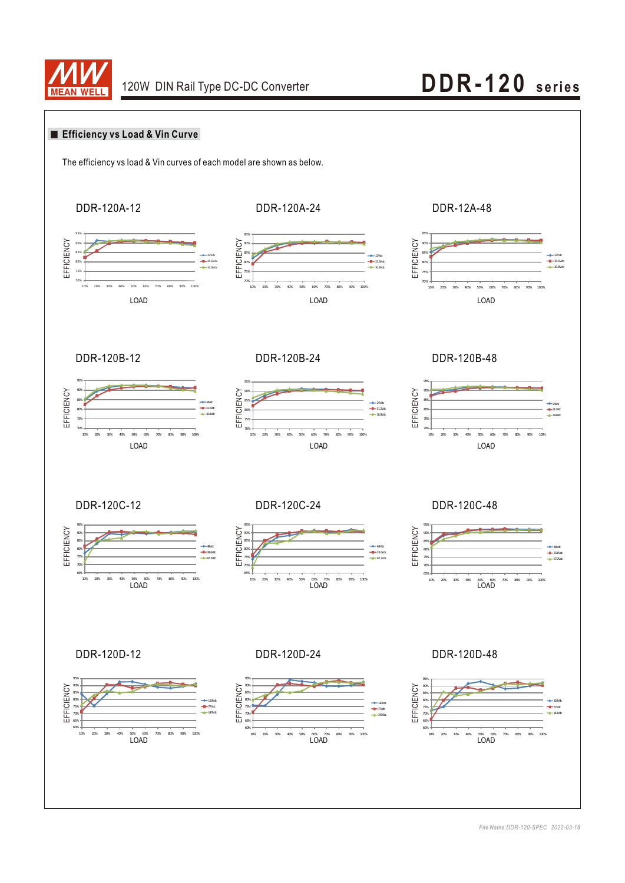## Efficiency vs Load & Vin Curve

The efficiency vs load & Vin curves of each model are shown as below.

DDR-120A-12

EFFICIENCY
95%
90%
85%
80%
75%
70%
10% 20% 30% 40% 50% 60% 70% 80% 90% 100%
LOAD
12Vdc
15.6Vdc
10.8Vdc

DDR-120A-24

EFFICIENCY
95%
90%
85%
80%
75%
70%
10% 20% 30% 40% 50% 60% 70% 80% 90% 100%
LOAD
12Vdc
15.6Vdc
10.8Vdc

DDR-12A-48

EFFICIENCY
95%
90%
85%
80%
75%
70%
10% 20% 30% 40% 50% 60% 70% 80% 90% 100%
LOAD
12Vdc
15.6Vdc
10.8Vdc

DDR-120B-12

EFFICIENCY
95%
90%
85%
80%
75%
70%
10% 20% 30% 40% 50% 60% 70% 80% 90% 100%
LOAD
24Vdc
31.2Vdc
16.8Vdc

DDR-120B-24

EFFICIENCY
95%
90%
85%
80%
75%
70%
10% 20% 30% 40% 50% 60% 70% 80% 90% 100%
LOAD
24Vdc
31.2Vdc
16.8Vdc

DDR-120B-48

EFFICIENCY
95%
90%
85%
80%
75%
70%
10% 20% 30% 40% 50% 60% 70% 80% 90% 100%
LOAD
24Vdc
31.2Vdc
16.8Vdc

DDR-120C-12

EFFICIENCY
95%
90%
85%
80%
75%
70%
65%
10% 20% 30% 40% 50% 60% 70% 80% 90% 100%
LOAD
48Vdc
33.6Vdc
67.2Vdc

DDR-120C-24

EFFICIENCY
95%
90%
85%
80%
75%
70%
65%
10% 20% 30% 40% 50% 60% 70% 80% 90% 100%
LOAD
48Vdc
33.6Vdc
67.2Vdc

DDR-120C-48

EFFICIENCY
95%
90%
85%
80%
75%
70%
65%
10% 20% 30% 40% 50% 60% 70% 80% 90% 100%
LOAD
48Vdc
33.6Vdc
67.2Vdc

DDR-120D-12

EFFICIENCY
95%
90%
85%
80%
75%
70%
65%
60%
10% 20% 30% 40% 50% 60% 70% 80% 90% 100%
LOAD
110Vdc
77Vdc
143Vdc

DDR-120D-24

EFFICIENCY
95%
90%
85%
80%
75%
70%
65%
60%
10% 20% 30% 40% 50% 60% 70% 80% 90% 100%
LOAD
110Vdc
77Vdc
143Vdc

DDR-120D-48

EFFICIENCY
95%
90%
85%
80%
75%
70%
65%
60%
10% 20% 30% 40% 50% 60% 70% 80% 90% 100%
LOAD
110Vdc
77Vdc
143Vdc

*File Name:DDR-120-SPEC 2022-03-18*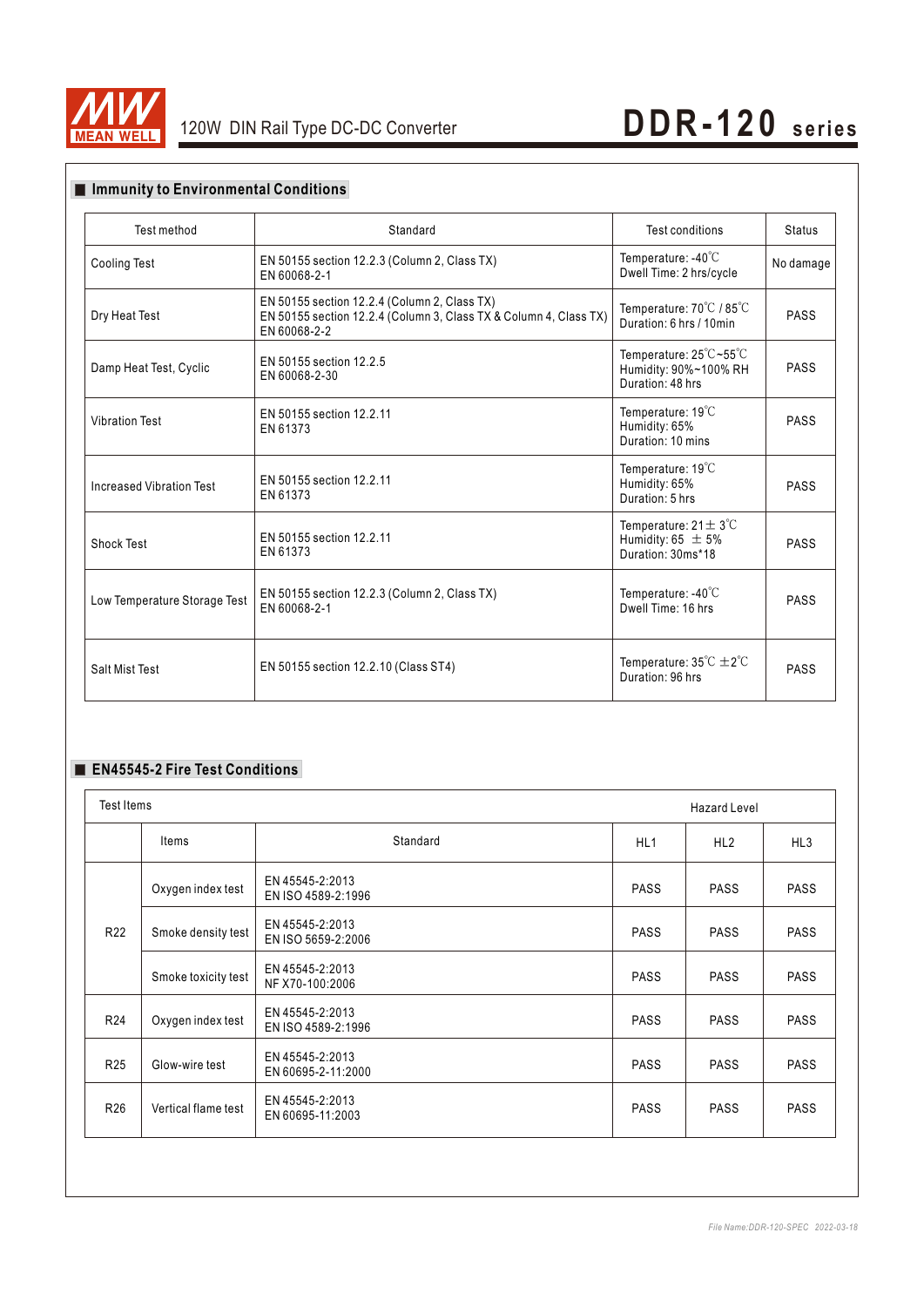## Immunity to Environmental Conditions

| Test method | Standard | Test conditions | Status |
|---|---|---|---|
| Cooling Test | EN 50155 section 12.2.3 (Column 2, Class TX)<br>EN 60068-2-1 | Temperature: -40℃<br>Dwell Time: 2 hrs/cycle | No damage |
| Dry Heat Test | EN 50155 section 12.2.4 (Column 2, Class TX)<br>EN 50155 section 12.2.4 (Column 3, Class TX & Column 4, Class TX)<br>EN 60068-2-2 | Temperature: 70℃ / 85℃<br>Duration: 6 hrs / 10min | PASS |
| Damp Heat Test, Cyclic | EN 50155 section 12.2.5<br>EN 60068-2-30 | Temperature: 25℃~55℃<br>Humidity: 90%~100% RH<br>Duration: 48 hrs | PASS |
| Vibration Test | EN 50155 section 12.2.11<br>EN 61373 | Temperature: 19℃<br>Humidity: 65%<br>Duration: 10 mins | PASS |
| Increased Vibration Test | EN 50155 section 12.2.11<br>EN 61373 | Temperature: 19℃<br>Humidity: 65%<br>Duration: 5 hrs | PASS |
| Shock Test | EN 50155 section 12.2.11<br>EN 61373 | Temperature: 21± 3℃<br>Humidity: 65 ± 5%<br>Duration: 30ms*18 | PASS |
| Low Temperature Storage Test | EN 50155 section 12.2.3 (Column 2, Class TX)<br>EN 60068-2-1 | Temperature: -40℃<br>Dwell Time: 16 hrs | PASS |
| Salt Mist Test | EN 50155 section 12.2.10 (Class ST4) | Temperature: 35℃ ±2℃<br>Duration: 96 hrs | PASS |

## EN45545-2 Fire Test Conditions

| Test Items | | | Hazard Level | | |
|---|---|---|---|---|---|
| | Items | Standard | HL1 | HL2 | HL3 |
| R22 | Oxygen index test | EN 45545-2:2013<br>EN ISO 4589-2:1996 | PASS | PASS | PASS |
| R22 | Smoke density test | EN 45545-2:2013<br>EN ISO 5659-2:2006 | PASS | PASS | PASS |
| R22 | Smoke toxicity test | EN 45545-2:2013<br>NF X70-100:2006 | PASS | PASS | PASS |
| R24 | Oxygen index test | EN 45545-2:2013<br>EN ISO 4589-2:1996 | PASS | PASS | PASS |
| R25 | Glow-wire test | EN 45545-2:2013<br>EN 60695-2-11:2000 | PASS | PASS | PASS |
| R26 | Vertical flame test | EN 45545-2:2013<br>EN 60695-11:2003 | PASS | PASS | PASS |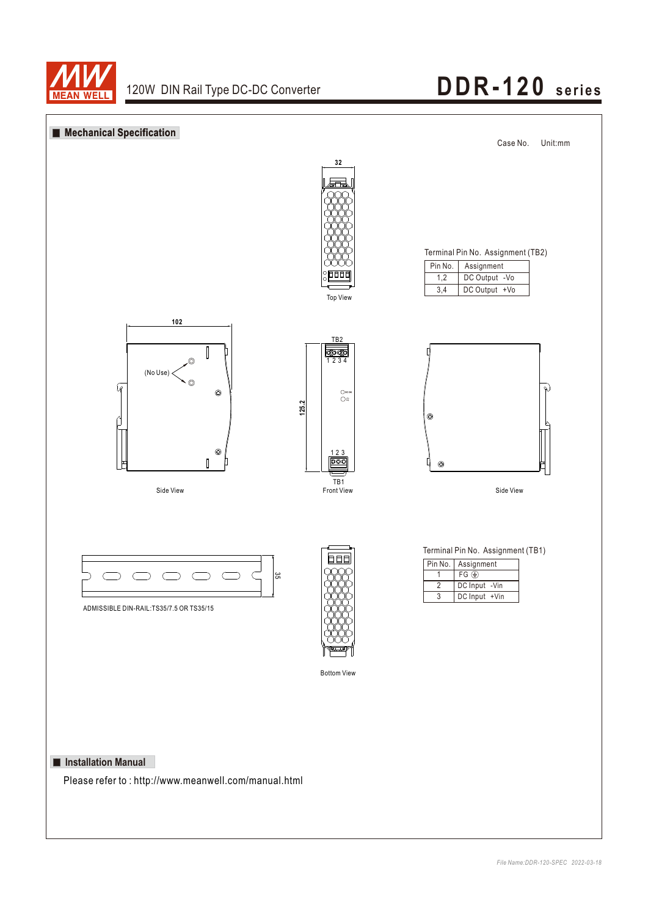## Mechanical Specification

Case No.    Unit:mm

32

Top View

Terminal Pin No. Assignment (TB2)

| Pin No. | Assignment |
|---|---|
| 1,2 | DC Output -Vo |
| 3,4 | DC Output +Vo |

102

(No Use)

Side View

TB2

1 2 3 4

125.2

1 2 3

TB1

Front View

Side View

35

ADMISSIBLE DIN-RAIL:TS35/7.5 OR TS35/15

Bottom View

Terminal Pin No. Assignment (TB1)

| Pin No. | Assignment |
|---|---|
| 1 | FG ⏚ |
| 2 | DC Input -Vin |
| 3 | DC Input +Vin |

## Installation Manual

Please refer to : http://www.meanwell.com/manual.html

*File Name:DDR-120-SPEC 2022-03-18*